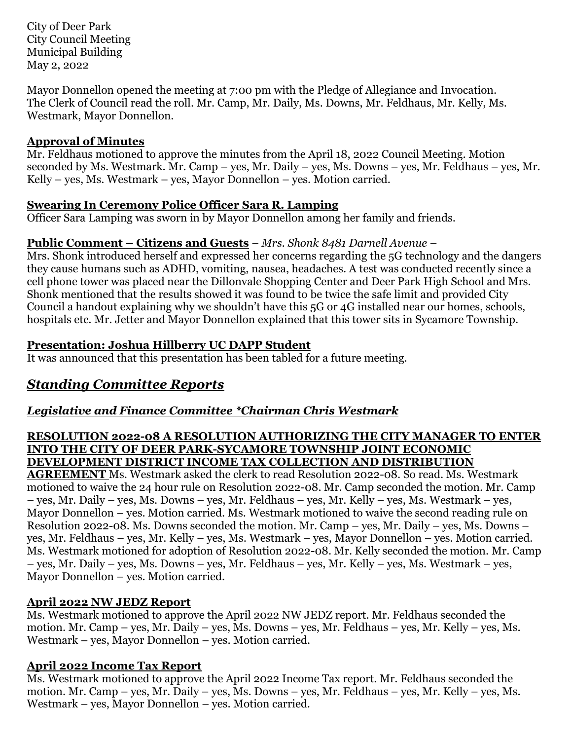City of Deer Park
City Council Meeting
Municipal Building
May 2, 2022

Mayor Donnellon opened the meeting at 7:00 pm with the Pledge of Allegiance and Invocation. The Clerk of Council read the roll. Mr. Camp, Mr. Daily, Ms. Downs, Mr. Feldhaus, Mr. Kelly, Ms. Westmark, Mayor Donnellon.

**Approval of Minutes**

Mr. Feldhaus motioned to approve the minutes from the April 18, 2022 Council Meeting. Motion seconded by Ms. Westmark. Mr. Camp – yes, Mr. Daily – yes, Ms. Downs – yes, Mr. Feldhaus – yes, Mr. Kelly – yes, Ms. Westmark – yes, Mayor Donnellon – yes. Motion carried.

**Swearing In Ceremony Police Officer Sara R. Lamping**

Officer Sara Lamping was sworn in by Mayor Donnellon among her family and friends.

**Public Comment – Citizens and Guests** – *Mrs. Shonk 8481 Darnell Avenue –*

Mrs. Shonk introduced herself and expressed her concerns regarding the 5G technology and the dangers they cause humans such as ADHD, vomiting, nausea, headaches. A test was conducted recently since a cell phone tower was placed near the Dillonvale Shopping Center and Deer Park High School and Mrs. Shonk mentioned that the results showed it was found to be twice the safe limit and provided City Council a handout explaining why we shouldn't have this 5G or 4G installed near our homes, schools, hospitals etc. Mr. Jetter and Mayor Donnellon explained that this tower sits in Sycamore Township.

**Presentation: Joshua Hillberry UC DAPP Student**

It was announced that this presentation has been tabled for a future meeting.

## *Standing Committee Reports*

### *Legislative and Finance Committee *Chairman Chris Westmark*

**RESOLUTION 2022-08 A RESOLUTION AUTHORIZING THE CITY MANAGER TO ENTER INTO THE CITY OF DEER PARK-SYCAMORE TOWNSHIP JOINT ECONOMIC DEVELOPMENT DISTRICT INCOME TAX COLLECTION AND DISTRIBUTION AGREEMENT** Ms. Westmark asked the clerk to read Resolution 2022-08. So read. Ms. Westmark motioned to waive the 24 hour rule on Resolution 2022-08. Mr. Camp seconded the motion. Mr. Camp – yes, Mr. Daily – yes, Ms. Downs – yes, Mr. Feldhaus – yes, Mr. Kelly – yes, Ms. Westmark – yes, Mayor Donnellon – yes. Motion carried. Ms. Westmark motioned to waive the second reading rule on Resolution 2022-08. Ms. Downs seconded the motion. Mr. Camp – yes, Mr. Daily – yes, Ms. Downs – yes, Mr. Feldhaus – yes, Mr. Kelly – yes, Ms. Westmark – yes, Mayor Donnellon – yes. Motion carried. Ms. Westmark motioned for adoption of Resolution 2022-08. Mr. Kelly seconded the motion. Mr. Camp – yes, Mr. Daily – yes, Ms. Downs – yes, Mr. Feldhaus – yes, Mr. Kelly – yes, Ms. Westmark – yes, Mayor Donnellon – yes. Motion carried.

**April 2022 NW JEDZ Report**

Ms. Westmark motioned to approve the April 2022 NW JEDZ report. Mr. Feldhaus seconded the motion. Mr. Camp – yes, Mr. Daily – yes, Ms. Downs – yes, Mr. Feldhaus – yes, Mr. Kelly – yes, Ms. Westmark – yes, Mayor Donnellon – yes. Motion carried.

**April 2022 Income Tax Report**

Ms. Westmark motioned to approve the April 2022 Income Tax report. Mr. Feldhaus seconded the motion. Mr. Camp – yes, Mr. Daily – yes, Ms. Downs – yes, Mr. Feldhaus – yes, Mr. Kelly – yes, Ms. Westmark – yes, Mayor Donnellon – yes. Motion carried.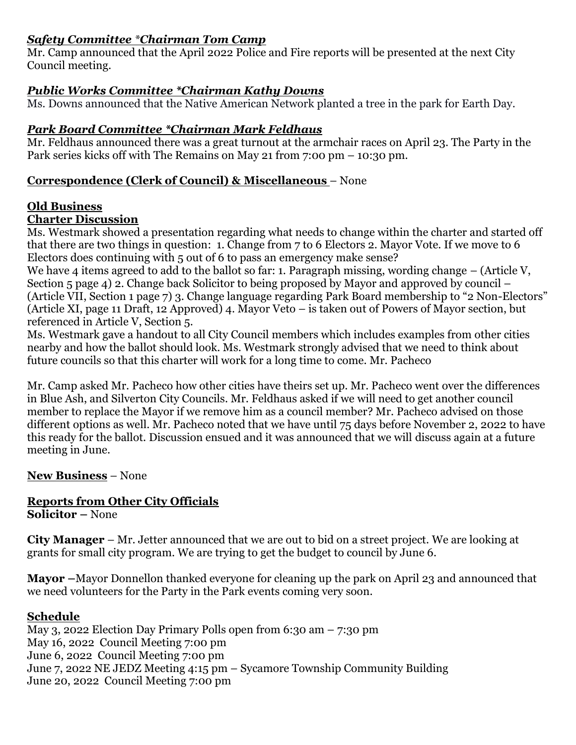***Safety Committee *Chairman Tom Camp***
Mr. Camp announced that the April 2022 Police and Fire reports will be presented at the next City Council meeting.

***Public Works Committee *Chairman Kathy Downs***
Ms. Downs announced that the Native American Network planted a tree in the park for Earth Day.

***Park Board Committee *Chairman Mark Feldhaus***
Mr. Feldhaus announced there was a great turnout at the armchair races on April 23. The Party in the Park series kicks off with The Remains on May 21 from 7:00 pm – 10:30 pm.

**Correspondence (Clerk of Council) & Miscellaneous** – None

**Old Business**

**Charter Discussion**

Ms. Westmark showed a presentation regarding what needs to change within the charter and started off that there are two things in question: 1. Change from 7 to 6 Electors 2. Mayor Vote. If we move to 6 Electors does continuing with 5 out of 6 to pass an emergency make sense?

We have 4 items agreed to add to the ballot so far: 1. Paragraph missing, wording change – (Article V, Section 5 page 4) 2. Change back Solicitor to being proposed by Mayor and approved by council – (Article VII, Section 1 page 7) 3. Change language regarding Park Board membership to "2 Non-Electors" (Article XI, page 11 Draft, 12 Approved) 4. Mayor Veto – is taken out of Powers of Mayor section, but referenced in Article V, Section 5.

Ms. Westmark gave a handout to all City Council members which includes examples from other cities nearby and how the ballot should look. Ms. Westmark strongly advised that we need to think about future councils so that this charter will work for a long time to come. Mr. Pacheco

Mr. Camp asked Mr. Pacheco how other cities have theirs set up. Mr. Pacheco went over the differences in Blue Ash, and Silverton City Councils. Mr. Feldhaus asked if we will need to get another council member to replace the Mayor if we remove him as a council member? Mr. Pacheco advised on those different options as well. Mr. Pacheco noted that we have until 75 days before November 2, 2022 to have this ready for the ballot. Discussion ensued and it was announced that we will discuss again at a future meeting in June.

**New Business** – None

**Reports from Other City Officials**

**Solicitor –** None

**City Manager** – Mr. Jetter announced that we are out to bid on a street project. We are looking at grants for small city program. We are trying to get the budget to council by June 6.

**Mayor –**Mayor Donnellon thanked everyone for cleaning up the park on April 23 and announced that we need volunteers for the Party in the Park events coming very soon.

**Schedule**

May 3, 2022 Election Day Primary Polls open from 6:30 am – 7:30 pm
May 16, 2022 Council Meeting 7:00 pm
June 6, 2022 Council Meeting 7:00 pm
June 7, 2022 NE JEDZ Meeting 4:15 pm – Sycamore Township Community Building
June 20, 2022 Council Meeting 7:00 pm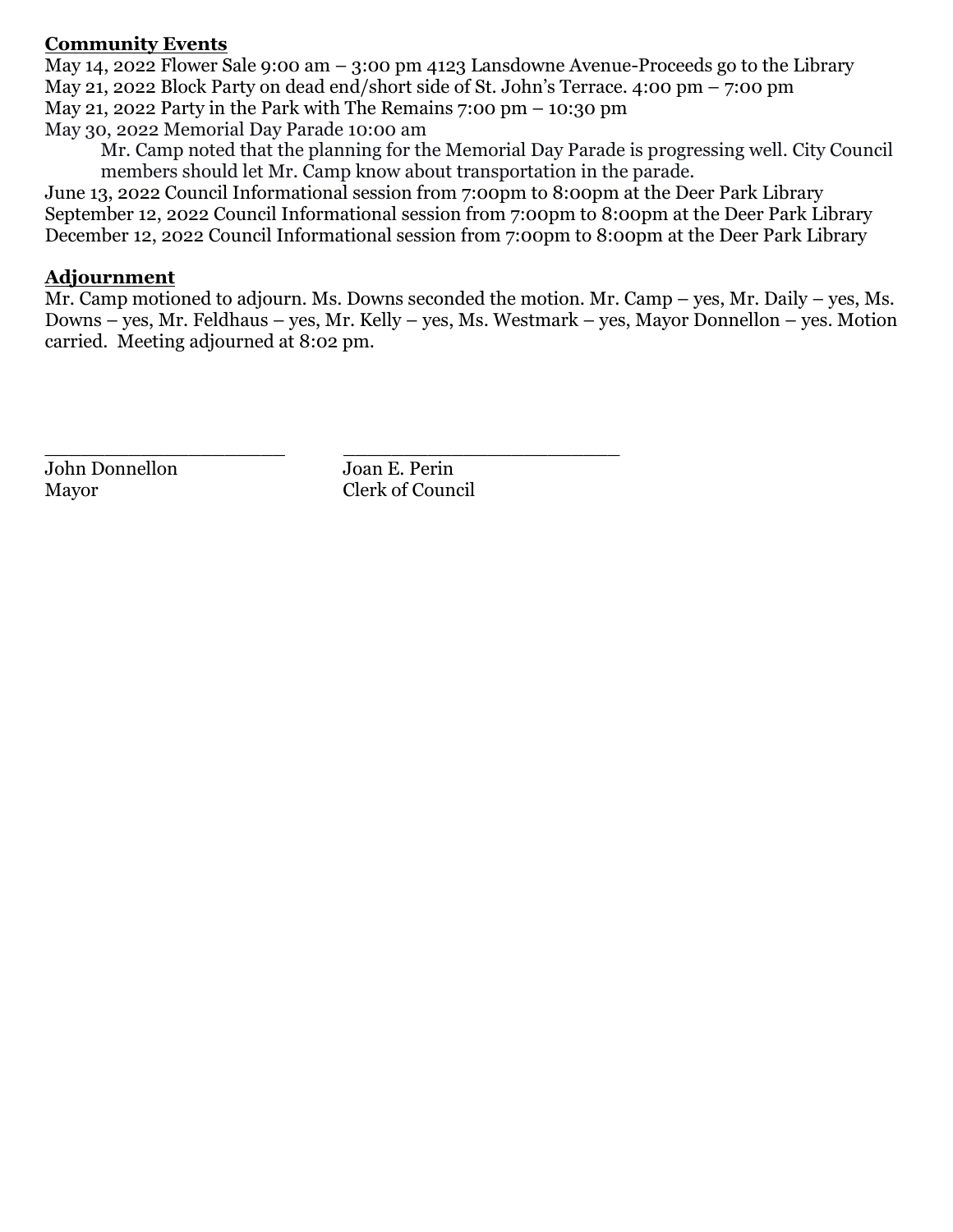**Community Events**

May 14, 2022 Flower Sale 9:00 am – 3:00 pm 4123 Lansdowne Avenue-Proceeds go to the Library
May 21, 2022 Block Party on dead end/short side of St. John's Terrace. 4:00 pm – 7:00 pm
May 21, 2022 Party in the Park with The Remains 7:00 pm – 10:30 pm
May 30, 2022 Memorial Day Parade 10:00 am

> Mr. Camp noted that the planning for the Memorial Day Parade is progressing well. City Council members should let Mr. Camp know about transportation in the parade.

June 13, 2022 Council Informational session from 7:00pm to 8:00pm at the Deer Park Library
September 12, 2022 Council Informational session from 7:00pm to 8:00pm at the Deer Park Library
December 12, 2022 Council Informational session from 7:00pm to 8:00pm at the Deer Park Library

**Adjournment**

Mr. Camp motioned to adjourn. Ms. Downs seconded the motion. Mr. Camp – yes, Mr. Daily – yes, Ms. Downs – yes, Mr. Feldhaus – yes, Mr. Kelly – yes, Ms. Westmark – yes, Mayor Donnellon – yes. Motion carried. Meeting adjourned at 8:02 pm.

_____________________ _________________________

John Donnellon
Mayor

Joan E. Perin
Clerk of Council